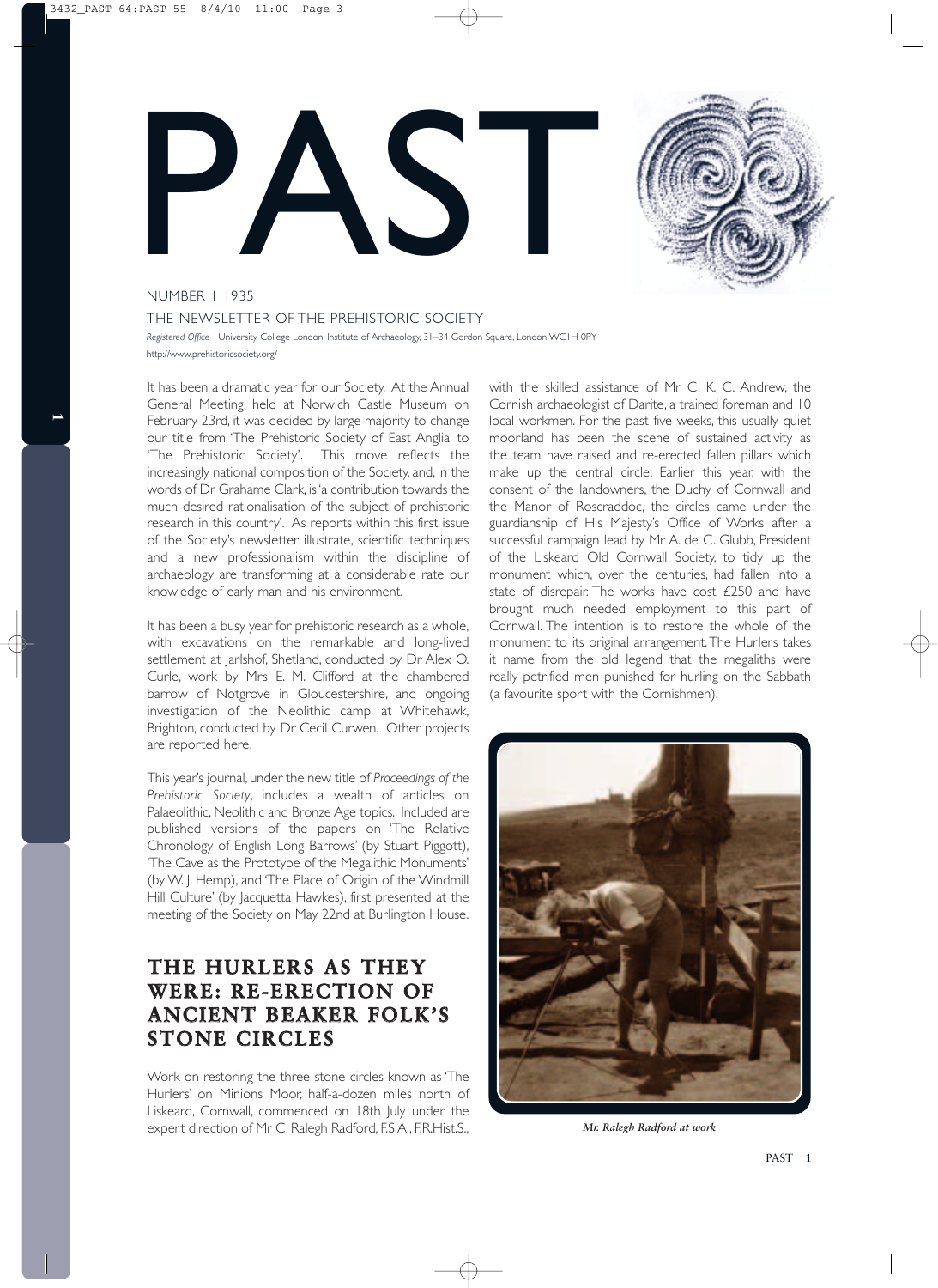# PAST

NUMBER 1 1935

THE NEWSLETTER OF THE PREHISTORIC SOCIETY

*Registered Office* University College London, Institute of Archaeology, 31–34 Gordon Square, London WC1H 0PY

http://www.prehistoricsociety.org/

It has been a dramatic year for our Society. At the Annual General Meeting, held at Norwich Castle Museum on February 23rd, it was decided by large majority to change our title from 'The Prehistoric Society of East Anglia' to 'The Prehistoric Society'. This move reflects the increasingly national composition of the Society, and, in the words of Dr Grahame Clark, is 'a contribution towards the much desired rationalisation of the subject of prehistoric research in this country'. As reports within this first issue of the Society's newsletter illustrate, scientific techniques and a new professionalism within the discipline of archaeology are transforming at a considerable rate our knowledge of early man and his environment.

It has been a busy year for prehistoric research as a whole, with excavations on the remarkable and long-lived settlement at Jarlshof, Shetland, conducted by Dr Alex O. Curle, work by Mrs E. M. Clifford at the chambered barrow of Notgrove in Gloucestershire, and ongoing investigation of the Neolithic camp at Whitehawk, Brighton, conducted by Dr Cecil Curwen. Other projects are reported here.

This year's journal, under the new title of *Proceedings of the Prehistoric Society*, includes a wealth of articles on Palaeolithic, Neolithic and Bronze Age topics. Included are published versions of the papers on 'The Relative Chronology of English Long Barrows' (by Stuart Piggott), 'The Cave as the Prototype of the Megalithic Monuments' (by W. J. Hemp), and 'The Place of Origin of the Windmill Hill Culture' (by Jacquetta Hawkes), first presented at the meeting of the Society on May 22nd at Burlington House.

## THE HURLERS AS THEY WERE: RE-ERECTION OF ANCIENT BEAKER FOLK'S STONE CIRCLES

Work on restoring the three stone circles known as 'The Hurlers' on Minions Moor, half-a-dozen miles north of Liskeard, Cornwall, commenced on 18th July under the expert direction of Mr C. Ralegh Radford, F.S.A., F.R.Hist.S., with the skilled assistance of Mr C. K. C. Andrew, the Cornish archaeologist of Darite, a trained foreman and 10 local workmen. For the past five weeks, this usually quiet moorland has been the scene of sustained activity as the team have raised and re-erected fallen pillars which make up the central circle. Earlier this year, with the consent of the landowners, the Duchy of Cornwall and the Manor of Roscraddoc, the circles came under the guardianship of His Majesty's Office of Works after a successful campaign lead by Mr A. de C. Glubb, President of the Liskeard Old Cornwall Society, to tidy up the monument which, over the centuries, had fallen into a state of disrepair. The works have cost £250 and have brought much needed employment to this part of Cornwall. The intention is to restore the whole of the monument to its original arrangement. The Hurlers takes it name from the old legend that the megaliths were really petrified men punished for hurling on the Sabbath (a favourite sport with the Cornishmen).

*Mr. Ralegh Radford at work*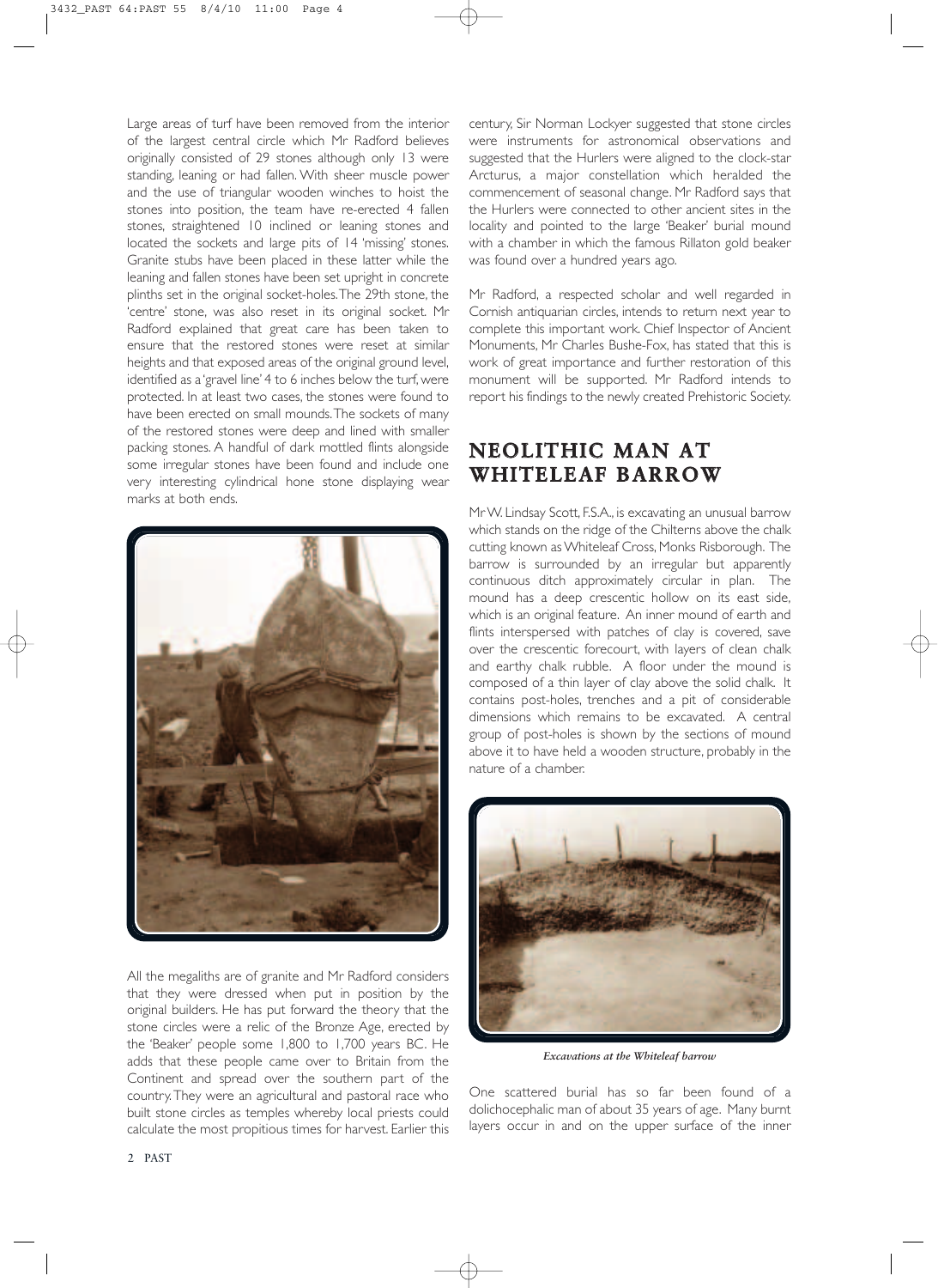Large areas of turf have been removed from the interior of the largest central circle which Mr Radford believes originally consisted of 29 stones although only 13 were standing, leaning or had fallen. With sheer muscle power and the use of triangular wooden winches to hoist the stones into position, the team have re-erected 4 fallen stones, straightened 10 inclined or leaning stones and located the sockets and large pits of 14 'missing' stones. Granite stubs have been placed in these latter while the leaning and fallen stones have been set upright in concrete plinths set in the original socket-holes. The 29th stone, the 'centre' stone, was also reset in its original socket. Mr Radford explained that great care has been taken to ensure that the restored stones were reset at similar heights and that exposed areas of the original ground level, identified as a 'gravel line' 4 to 6 inches below the turf, were protected. In at least two cases, the stones were found to have been erected on small mounds. The sockets of many of the restored stones were deep and lined with smaller packing stones. A handful of dark mottled flints alongside some irregular stones have been found and include one very interesting cylindrical hone stone displaying wear marks at both ends.

All the megaliths are of granite and Mr Radford considers that they were dressed when put in position by the original builders. He has put forward the theory that the stone circles were a relic of the Bronze Age, erected by the 'Beaker' people some 1,800 to 1,700 years BC. He adds that these people came over to Britain from the Continent and spread over the southern part of the country. They were an agricultural and pastoral race who built stone circles as temples whereby local priests could calculate the most propitious times for harvest. Earlier this century, Sir Norman Lockyer suggested that stone circles were instruments for astronomical observations and suggested that the Hurlers were aligned to the clock-star Arcturus, a major constellation which heralded the commencement of seasonal change. Mr Radford says that the Hurlers were connected to other ancient sites in the locality and pointed to the large 'Beaker' burial mound with a chamber in which the famous Rillaton gold beaker was found over a hundred years ago.

Mr Radford, a respected scholar and well regarded in Cornish antiquarian circles, intends to return next year to complete this important work. Chief Inspector of Ancient Monuments, Mr Charles Bushe-Fox, has stated that this is work of great importance and further restoration of this monument will be supported. Mr Radford intends to report his findings to the newly created Prehistoric Society.

## NEOLITHIC MAN AT WHITELEAF BARROW

Mr W. Lindsay Scott, F.S.A., is excavating an unusual barrow which stands on the ridge of the Chilterns above the chalk cutting known as Whiteleaf Cross, Monks Risborough. The barrow is surrounded by an irregular but apparently continuous ditch approximately circular in plan. The mound has a deep crescentic hollow on its east side, which is an original feature. An inner mound of earth and flints interspersed with patches of clay is covered, save over the crescentic forecourt, with layers of clean chalk and earthy chalk rubble. A floor under the mound is composed of a thin layer of clay above the solid chalk. It contains post-holes, trenches and a pit of considerable dimensions which remains to be excavated. A central group of post-holes is shown by the sections of mound above it to have held a wooden structure, probably in the nature of a chamber.

*Excavations at the Whiteleaf barrow*

One scattered burial has so far been found of a dolichocephalic man of about 35 years of age. Many burnt layers occur in and on the upper surface of the inner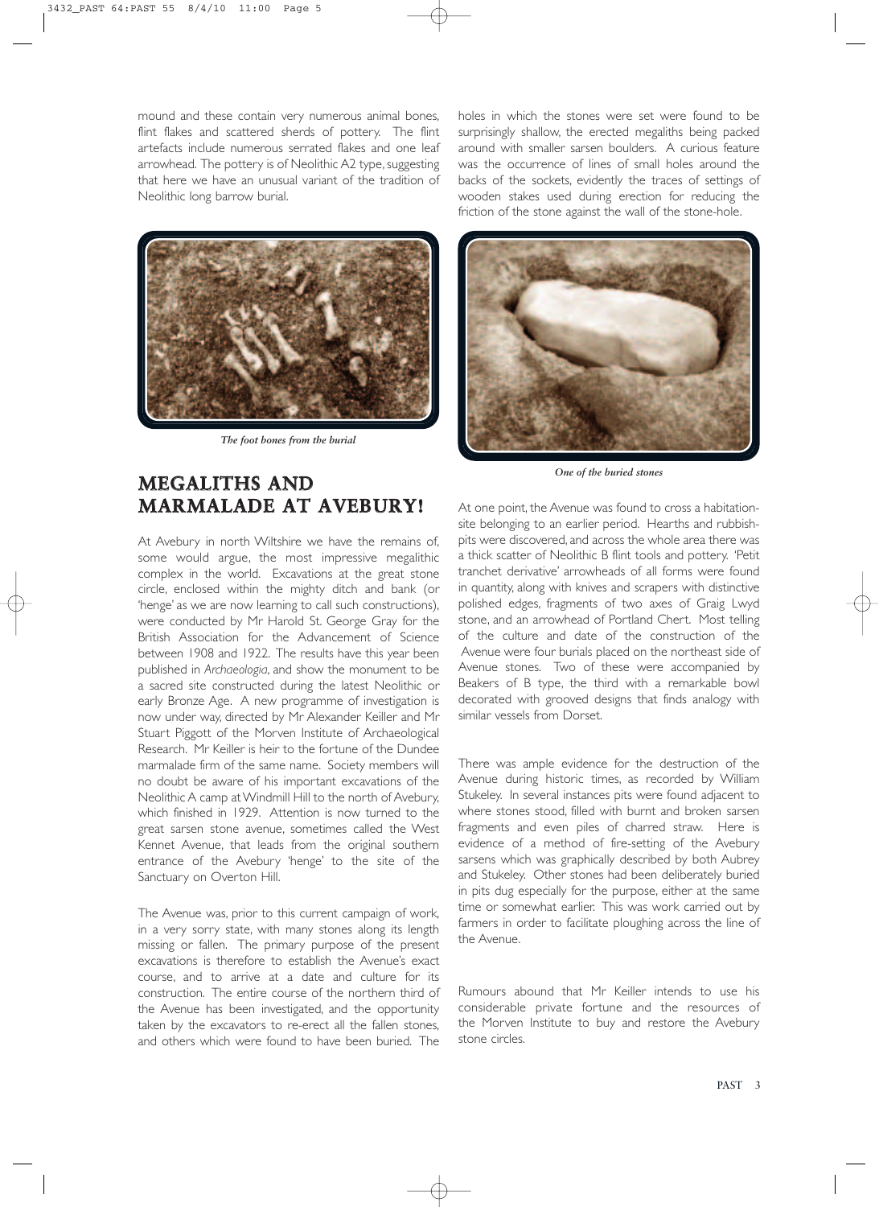mound and these contain very numerous animal bones, flint flakes and scattered sherds of pottery. The flint artefacts include numerous serrated flakes and one leaf arrowhead. The pottery is of Neolithic A2 type, suggesting that here we have an unusual variant of the tradition of Neolithic long barrow burial.

*The foot bones from the burial*

## MEGALITHS AND MARMALADE AT AVEBURY!

At Avebury in north Wiltshire we have the remains of, some would argue, the most impressive megalithic complex in the world. Excavations at the great stone circle, enclosed within the mighty ditch and bank (or 'henge' as we are now learning to call such constructions), were conducted by Mr Harold St. George Gray for the British Association for the Advancement of Science between 1908 and 1922. The results have this year been published in *Archaeologia*, and show the monument to be a sacred site constructed during the latest Neolithic or early Bronze Age. A new programme of investigation is now under way, directed by Mr Alexander Keiller and Mr Stuart Piggott of the Morven Institute of Archaeological Research. Mr Keiller is heir to the fortune of the Dundee marmalade firm of the same name. Society members will no doubt be aware of his important excavations of the Neolithic A camp at Windmill Hill to the north of Avebury, which finished in 1929. Attention is now turned to the great sarsen stone avenue, sometimes called the West Kennet Avenue, that leads from the original southern entrance of the Avebury 'henge' to the site of the Sanctuary on Overton Hill.

The Avenue was, prior to this current campaign of work, in a very sorry state, with many stones along its length missing or fallen. The primary purpose of the present excavations is therefore to establish the Avenue's exact course, and to arrive at a date and culture for its construction. The entire course of the northern third of the Avenue has been investigated, and the opportunity taken by the excavators to re-erect all the fallen stones, and others which were found to have been buried. The holes in which the stones were set were found to be surprisingly shallow, the erected megaliths being packed around with smaller sarsen boulders. A curious feature was the occurrence of lines of small holes around the backs of the sockets, evidently the traces of settings of wooden stakes used during erection for reducing the friction of the stone against the wall of the stone-hole.

*One of the buried stones*

At one point, the Avenue was found to cross a habitation-site belonging to an earlier period. Hearths and rubbish-pits were discovered, and across the whole area there was a thick scatter of Neolithic B flint tools and pottery. 'Petit tranchet derivative' arrowheads of all forms were found in quantity, along with knives and scrapers with distinctive polished edges, fragments of two axes of Graig Lwyd stone, and an arrowhead of Portland Chert. Most telling of the culture and date of the construction of the Avenue were four burials placed on the northeast side of Avenue stones. Two of these were accompanied by Beakers of B type, the third with a remarkable bowl decorated with grooved designs that finds analogy with similar vessels from Dorset.

There was ample evidence for the destruction of the Avenue during historic times, as recorded by William Stukeley. In several instances pits were found adjacent to where stones stood, filled with burnt and broken sarsen fragments and even piles of charred straw. Here is evidence of a method of fire-setting of the Avebury sarsens which was graphically described by both Aubrey and Stukeley. Other stones had been deliberately buried in pits dug especially for the purpose, either at the same time or somewhat earlier. This was work carried out by farmers in order to facilitate ploughing across the line of the Avenue.

Rumours abound that Mr Keiller intends to use his considerable private fortune and the resources of the Morven Institute to buy and restore the Avebury stone circles.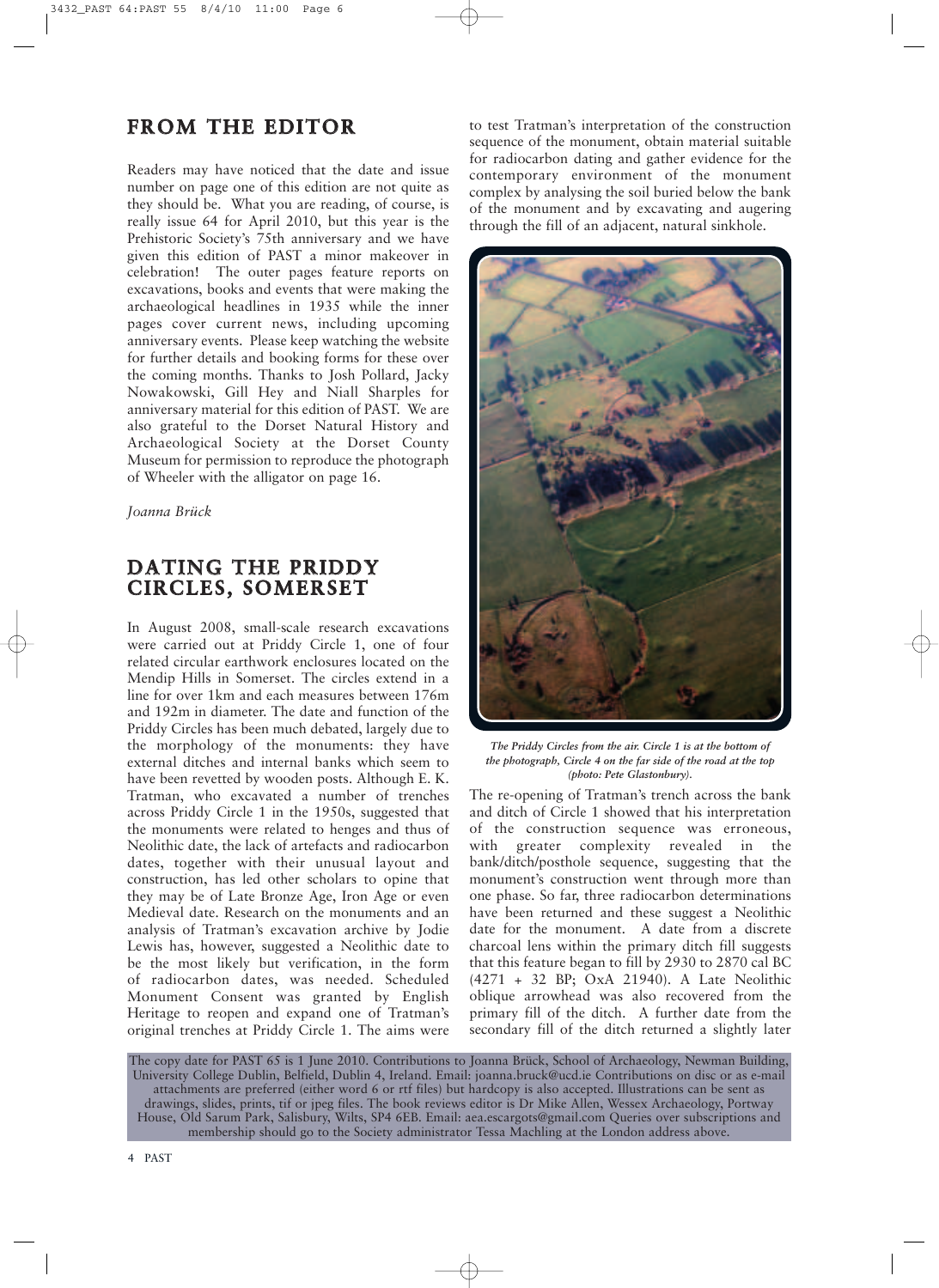## FROM THE EDITOR

Readers may have noticed that the date and issue number on page one of this edition are not quite as they should be. What you are reading, of course, is really issue 64 for April 2010, but this year is the Prehistoric Society's 75th anniversary and we have given this edition of PAST a minor makeover in celebration! The outer pages feature reports on excavations, books and events that were making the archaeological headlines in 1935 while the inner pages cover current news, including upcoming anniversary events. Please keep watching the website for further details and booking forms for these over the coming months. Thanks to Josh Pollard, Jacky Nowakowski, Gill Hey and Niall Sharples for anniversary material for this edition of PAST. We are also grateful to the Dorset Natural History and Archaeological Society at the Dorset County Museum for permission to reproduce the photograph of Wheeler with the alligator on page 16.

*Joanna Brück*

## DATING THE PRIDDY CIRCLES, SOMERSET

In August 2008, small-scale research excavations were carried out at Priddy Circle 1, one of four related circular earthwork enclosures located on the Mendip Hills in Somerset. The circles extend in a line for over 1km and each measures between 176m and 192m in diameter. The date and function of the Priddy Circles has been much debated, largely due to the morphology of the monuments: they have external ditches and internal banks which seem to have been revetted by wooden posts. Although E. K. Tratman, who excavated a number of trenches across Priddy Circle 1 in the 1950s, suggested that the monuments were related to henges and thus of Neolithic date, the lack of artefacts and radiocarbon dates, together with their unusual layout and construction, has led other scholars to opine that they may be of Late Bronze Age, Iron Age or even Medieval date. Research on the monuments and an analysis of Tratman's excavation archive by Jodie Lewis has, however, suggested a Neolithic date to be the most likely but verification, in the form of radiocarbon dates, was needed. Scheduled Monument Consent was granted by English Heritage to reopen and expand one of Tratman's original trenches at Priddy Circle 1. The aims were to test Tratman's interpretation of the construction sequence of the monument, obtain material suitable for radiocarbon dating and gather evidence for the contemporary environment of the monument complex by analysing the soil buried below the bank of the monument and by excavating and augering through the fill of an adjacent, natural sinkhole.

*The Priddy Circles from the air. Circle 1 is at the bottom of the photograph, Circle 4 on the far side of the road at the top (photo: Pete Glastonbury).*

The re-opening of Tratman's trench across the bank and ditch of Circle 1 showed that his interpretation of the construction sequence was erroneous, with greater complexity revealed in the bank/ditch/posthole sequence, suggesting that the monument's construction went through more than one phase. So far, three radiocarbon determinations have been returned and these suggest a Neolithic date for the monument. A date from a discrete charcoal lens within the primary ditch fill suggests that this feature began to fill by 2930 to 2870 cal BC (4271 + 32 BP; OxA 21940). A Late Neolithic oblique arrowhead was also recovered from the primary fill of the ditch. A further date from the secondary fill of the ditch returned a slightly later

The copy date for PAST 65 is 1 June 2010. Contributions to Joanna Brück, School of Archaeology, Newman Building, University College Dublin, Belfield, Dublin 4, Ireland. Email: joanna.bruck@ucd.ie Contributions on disc or as e-mail attachments are preferred (either word 6 or rtf files) but hardcopy is also accepted. Illustrations can be sent as drawings, slides, prints, tif or jpeg files. The book reviews editor is Dr Mike Allen, Wessex Archaeology, Portway House, Old Sarum Park, Salisbury, Wilts, SP4 6EB. Email: aea.escargots@gmail.com Queries over subscriptions and membership should go to the Society administrator Tessa Machling at the London address above.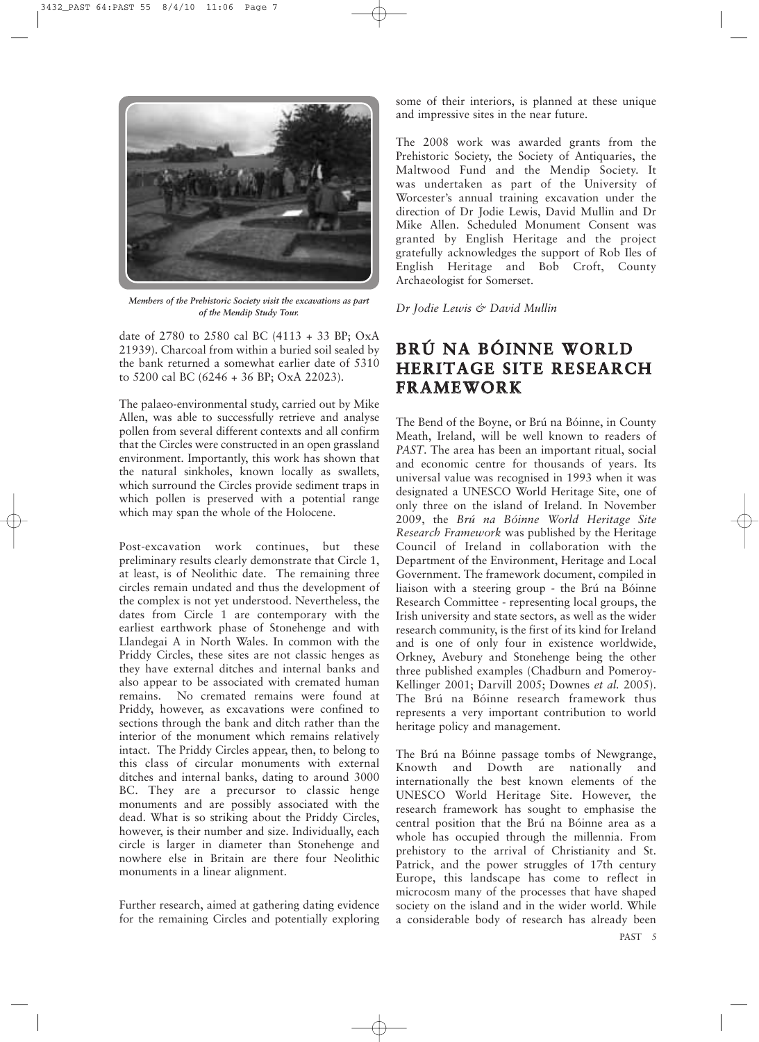*Members of the Prehistoric Society visit the excavations as part of the Mendip Study Tour.*

date of 2780 to 2580 cal BC (4113 + 33 BP; OxA 21939). Charcoal from within a buried soil sealed by the bank returned a somewhat earlier date of 5310 to 5200 cal BC (6246 + 36 BP; OxA 22023).

The palaeo-environmental study, carried out by Mike Allen, was able to successfully retrieve and analyse pollen from several different contexts and all confirm that the Circles were constructed in an open grassland environment. Importantly, this work has shown that the natural sinkholes, known locally as swallets, which surround the Circles provide sediment traps in which pollen is preserved with a potential range which may span the whole of the Holocene.

Post-excavation work continues, but these preliminary results clearly demonstrate that Circle 1, at least, is of Neolithic date. The remaining three circles remain undated and thus the development of the complex is not yet understood. Nevertheless, the dates from Circle 1 are contemporary with the earliest earthwork phase of Stonehenge and with Llandegai A in North Wales. In common with the Priddy Circles, these sites are not classic henges as they have external ditches and internal banks and also appear to be associated with cremated human remains. No cremated remains were found at Priddy, however, as excavations were confined to sections through the bank and ditch rather than the interior of the monument which remains relatively intact. The Priddy Circles appear, then, to belong to this class of circular monuments with external ditches and internal banks, dating to around 3000 BC. They are a precursor to classic henge monuments and are possibly associated with the dead. What is so striking about the Priddy Circles, however, is their number and size. Individually, each circle is larger in diameter than Stonehenge and nowhere else in Britain are there four Neolithic monuments in a linear alignment.

Further research, aimed at gathering dating evidence for the remaining Circles and potentially exploring some of their interiors, is planned at these unique and impressive sites in the near future.

The 2008 work was awarded grants from the Prehistoric Society, the Society of Antiquaries, the Maltwood Fund and the Mendip Society. It was undertaken as part of the University of Worcester's annual training excavation under the direction of Dr Jodie Lewis, David Mullin and Dr Mike Allen. Scheduled Monument Consent was granted by English Heritage and the project gratefully acknowledges the support of Rob Iles of English Heritage and Bob Croft, County Archaeologist for Somerset.

*Dr Jodie Lewis & David Mullin*

## BRÚ NA BÓINNE WORLD HERITAGE SITE RESEARCH FRAMEWORK

The Bend of the Boyne, or Brú na Bóinne, in County Meath, Ireland, will be well known to readers of *PAST*. The area has been an important ritual, social and economic centre for thousands of years. Its universal value was recognised in 1993 when it was designated a UNESCO World Heritage Site, one of only three on the island of Ireland. In November 2009, the *Brú na Bóinne World Heritage Site Research Framework* was published by the Heritage Council of Ireland in collaboration with the Department of the Environment, Heritage and Local Government. The framework document, compiled in liaison with a steering group - the Brú na Bóinne Research Committee - representing local groups, the Irish university and state sectors, as well as the wider research community, is the first of its kind for Ireland and is one of only four in existence worldwide, Orkney, Avebury and Stonehenge being the other three published examples (Chadburn and Pomeroy-Kellinger 2001; Darvill 2005; Downes *et al.* 2005). The Brú na Bóinne research framework thus represents a very important contribution to world heritage policy and management.

The Brú na Bóinne passage tombs of Newgrange, Knowth and Dowth are nationally and internationally the best known elements of the UNESCO World Heritage Site. However, the research framework has sought to emphasise the central position that the Brú na Bóinne area as a whole has occupied through the millennia. From prehistory to the arrival of Christianity and St. Patrick, and the power struggles of 17th century Europe, this landscape has come to reflect in microcosm many of the processes that have shaped society on the island and in the wider world. While a considerable body of research has already been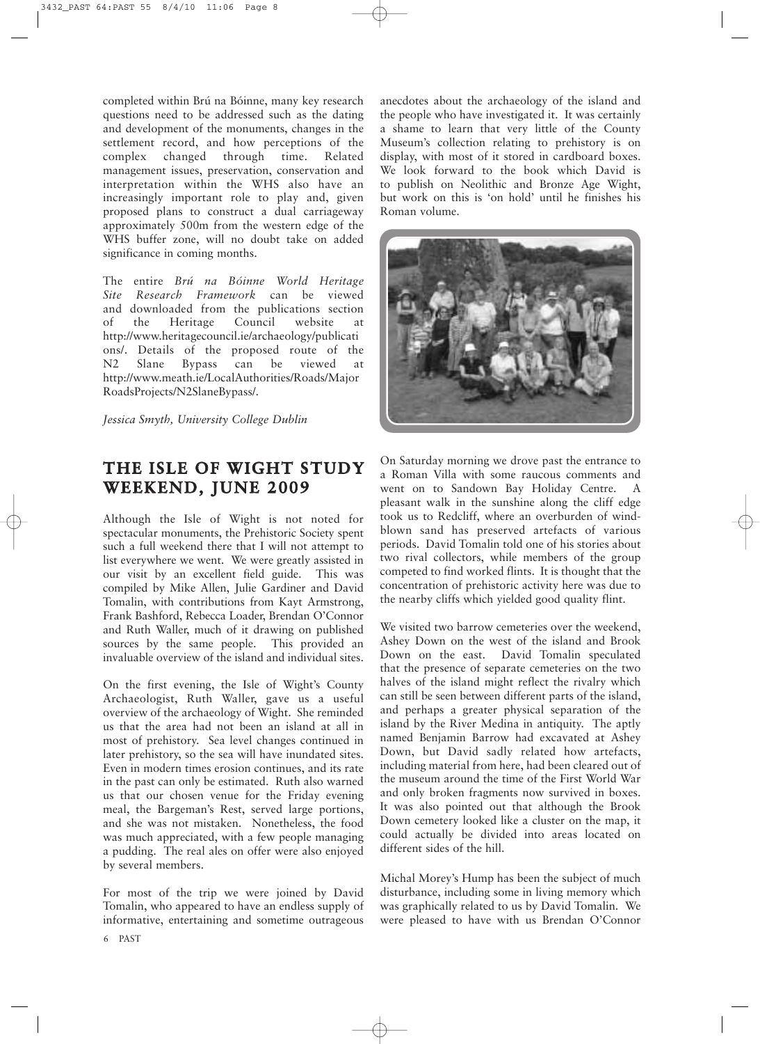completed within Brú na Bóinne, many key research questions need to be addressed such as the dating and development of the monuments, changes in the settlement record, and how perceptions of the complex changed through time. Related management issues, preservation, conservation and interpretation within the WHS also have an increasingly important role to play and, given proposed plans to construct a dual carriageway approximately 500m from the western edge of the WHS buffer zone, will no doubt take on added significance in coming months.

The entire *Brú na Bóinne World Heritage Site Research Framework* can be viewed and downloaded from the publications section of the Heritage Council website at http://www.heritagecouncil.ie/archaeology/publications/. Details of the proposed route of the N2 Slane Bypass can be viewed at http://www.meath.ie/LocalAuthorities/Roads/MajorRoadsProjects/N2SlaneBypass/.

*Jessica Smyth, University College Dublin*

## THE ISLE OF WIGHT STUDY WEEKEND, JUNE 2009

Although the Isle of Wight is not noted for spectacular monuments, the Prehistoric Society spent such a full weekend there that I will not attempt to list everywhere we went. We were greatly assisted in our visit by an excellent field guide. This was compiled by Mike Allen, Julie Gardiner and David Tomalin, with contributions from Kayt Armstrong, Frank Bashford, Rebecca Loader, Brendan O'Connor and Ruth Waller, much of it drawing on published sources by the same people. This provided an invaluable overview of the island and individual sites.

On the first evening, the Isle of Wight's County Archaeologist, Ruth Waller, gave us a useful overview of the archaeology of Wight. She reminded us that the area had not been an island at all in most of prehistory. Sea level changes continued in later prehistory, so the sea will have inundated sites. Even in modern times erosion continues, and its rate in the past can only be estimated. Ruth also warned us that our chosen venue for the Friday evening meal, the Bargeman's Rest, served large portions, and she was not mistaken. Nonetheless, the food was much appreciated, with a few people managing a pudding. The real ales on offer were also enjoyed by several members.

For most of the trip we were joined by David Tomalin, who appeared to have an endless supply of informative, entertaining and sometime outrageous anecdotes about the archaeology of the island and the people who have investigated it. It was certainly a shame to learn that very little of the County Museum's collection relating to prehistory is on display, with most of it stored in cardboard boxes. We look forward to the book which David is to publish on Neolithic and Bronze Age Wight, but work on this is 'on hold' until he finishes his Roman volume.

On Saturday morning we drove past the entrance to a Roman Villa with some raucous comments and went on to Sandown Bay Holiday Centre. A pleasant walk in the sunshine along the cliff edge took us to Redcliff, where an overburden of wind-blown sand has preserved artefacts of various periods. David Tomalin told one of his stories about two rival collectors, while members of the group competed to find worked flints. It is thought that the concentration of prehistoric activity here was due to the nearby cliffs which yielded good quality flint.

We visited two barrow cemeteries over the weekend, Ashey Down on the west of the island and Brook Down on the east. David Tomalin speculated that the presence of separate cemeteries on the two halves of the island might reflect the rivalry which can still be seen between different parts of the island, and perhaps a greater physical separation of the island by the River Medina in antiquity. The aptly named Benjamin Barrow had excavated at Ashey Down, but David sadly related how artefacts, including material from here, had been cleared out of the museum around the time of the First World War and only broken fragments now survived in boxes. It was also pointed out that although the Brook Down cemetery looked like a cluster on the map, it could actually be divided into areas located on different sides of the hill.

Michal Morey's Hump has been the subject of much disturbance, including some in living memory which was graphically related to us by David Tomalin. We were pleased to have with us Brendan O'Connor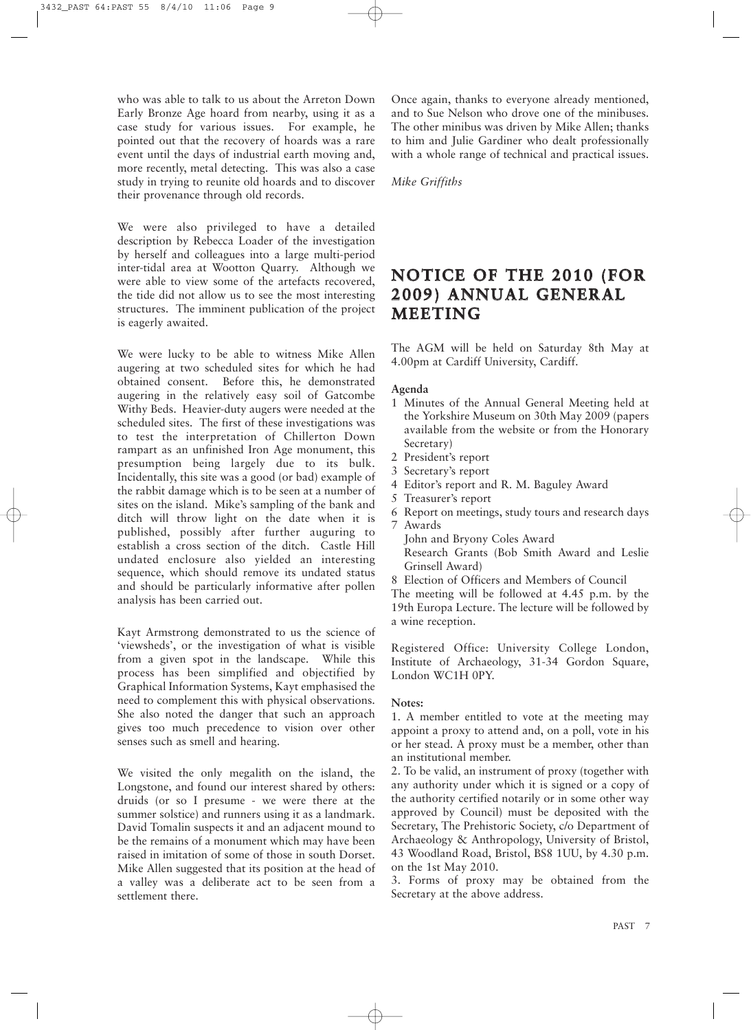who was able to talk to us about the Arreton Down Early Bronze Age hoard from nearby, using it as a case study for various issues. For example, he pointed out that the recovery of hoards was a rare event until the days of industrial earth moving and, more recently, metal detecting. This was also a case study in trying to reunite old hoards and to discover their provenance through old records.

We were also privileged to have a detailed description by Rebecca Loader of the investigation by herself and colleagues into a large multi-period inter-tidal area at Wootton Quarry. Although we were able to view some of the artefacts recovered, the tide did not allow us to see the most interesting structures. The imminent publication of the project is eagerly awaited.

We were lucky to be able to witness Mike Allen augering at two scheduled sites for which he had obtained consent. Before this, he demonstrated augering in the relatively easy soil of Gatcombe Withy Beds. Heavier-duty augers were needed at the scheduled sites. The first of these investigations was to test the interpretation of Chillerton Down rampart as an unfinished Iron Age monument, this presumption being largely due to its bulk. Incidentally, this site was a good (or bad) example of the rabbit damage which is to be seen at a number of sites on the island. Mike's sampling of the bank and ditch will throw light on the date when it is published, possibly after further auguring to establish a cross section of the ditch. Castle Hill undated enclosure also yielded an interesting sequence, which should remove its undated status and should be particularly informative after pollen analysis has been carried out.

Kayt Armstrong demonstrated to us the science of 'viewsheds', or the investigation of what is visible from a given spot in the landscape. While this process has been simplified and objectified by Graphical Information Systems, Kayt emphasised the need to complement this with physical observations. She also noted the danger that such an approach gives too much precedence to vision over other senses such as smell and hearing.

We visited the only megalith on the island, the Longstone, and found our interest shared by others: druids (or so I presume - we were there at the summer solstice) and runners using it as a landmark. David Tomalin suspects it and an adjacent mound to be the remains of a monument which may have been raised in imitation of some of those in south Dorset. Mike Allen suggested that its position at the head of a valley was a deliberate act to be seen from a settlement there.

Once again, thanks to everyone already mentioned, and to Sue Nelson who drove one of the minibuses. The other minibus was driven by Mike Allen; thanks to him and Julie Gardiner who dealt professionally with a whole range of technical and practical issues.

*Mike Griffiths*

## NOTICE OF THE 2010 (FOR 2009) ANNUAL GENERAL MEETING

The AGM will be held on Saturday 8th May at 4.00pm at Cardiff University, Cardiff.

**Agenda**

1. Minutes of the Annual General Meeting held at the Yorkshire Museum on 30th May 2009 (papers available from the website or from the Honorary Secretary)
2. President's report
3. Secretary's report
4. Editor's report and R. M. Baguley Award
5. Treasurer's report
6. Report on meetings, study tours and research days
7. Awards
   John and Bryony Coles Award
   Research Grants (Bob Smith Award and Leslie Grinsell Award)
8. Election of Officers and Members of Council

The meeting will be followed at 4.45 p.m. by the 19th Europa Lecture. The lecture will be followed by a wine reception.

Registered Office: University College London, Institute of Archaeology, 31-34 Gordon Square, London WC1H 0PY.

**Notes:**

1. A member entitled to vote at the meeting may appoint a proxy to attend and, on a poll, vote in his or her stead. A proxy must be a member, other than an institutional member.
2. To be valid, an instrument of proxy (together with any authority under which it is signed or a copy of the authority certified notarily or in some other way approved by Council) must be deposited with the Secretary, The Prehistoric Society, c/o Department of Archaeology & Anthropology, University of Bristol, 43 Woodland Road, Bristol, BS8 1UU, by 4.30 p.m. on the 1st May 2010.
3. Forms of proxy may be obtained from the Secretary at the above address.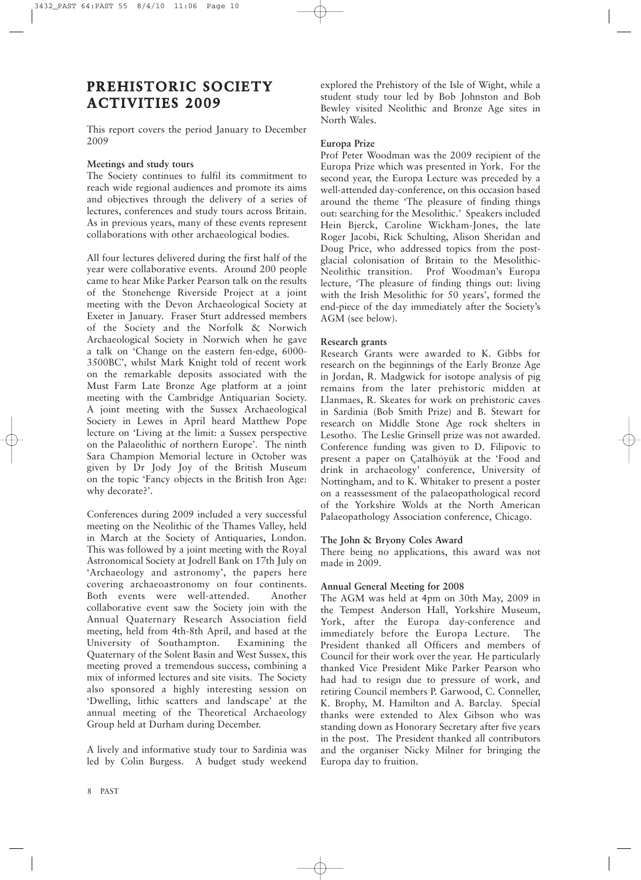# PREHISTORIC SOCIETY ACTIVITIES 2009

This report covers the period January to December 2009

**Meetings and study tours**

The Society continues to fulfil its commitment to reach wide regional audiences and promote its aims and objectives through the delivery of a series of lectures, conferences and study tours across Britain. As in previous years, many of these events represent collaborations with other archaeological bodies.

All four lectures delivered during the first half of the year were collaborative events. Around 200 people came to hear Mike Parker Pearson talk on the results of the Stonehenge Riverside Project at a joint meeting with the Devon Archaeological Society at Exeter in January. Fraser Sturt addressed members of the Society and the Norfolk & Norwich Archaeological Society in Norwich when he gave a talk on 'Change on the eastern fen-edge, 6000-3500BC', whilst Mark Knight told of recent work on the remarkable deposits associated with the Must Farm Late Bronze Age platform at a joint meeting with the Cambridge Antiquarian Society. A joint meeting with the Sussex Archaeological Society in Lewes in April heard Matthew Pope lecture on 'Living at the limit: a Sussex perspective on the Palaeolithic of northern Europe'. The ninth Sara Champion Memorial lecture in October was given by Dr Jody Joy of the British Museum on the topic 'Fancy objects in the British Iron Age: why decorate?'.

Conferences during 2009 included a very successful meeting on the Neolithic of the Thames Valley, held in March at the Society of Antiquaries, London. This was followed by a joint meeting with the Royal Astronomical Society at Jodrell Bank on 17th July on 'Archaeology and astronomy', the papers here covering archaeoastronomy on four continents. Both events were well-attended. Another collaborative event saw the Society join with the Annual Quaternary Research Association field meeting, held from 4th-8th April, and based at the University of Southampton. Examining the Quaternary of the Solent Basin and West Sussex, this meeting proved a tremendous success, combining a mix of informed lectures and site visits. The Society also sponsored a highly interesting session on 'Dwelling, lithic scatters and landscape' at the annual meeting of the Theoretical Archaeology Group held at Durham during December.

A lively and informative study tour to Sardinia was led by Colin Burgess. A budget study weekend explored the Prehistory of the Isle of Wight, while a student study tour led by Bob Johnston and Bob Bewley visited Neolithic and Bronze Age sites in North Wales.

**Europa Prize**

Prof Peter Woodman was the 2009 recipient of the Europa Prize which was presented in York. For the second year, the Europa Lecture was preceded by a well-attended day-conference, on this occasion based around the theme 'The pleasure of finding things out: searching for the Mesolithic.' Speakers included Hein Bjerck, Caroline Wickham-Jones, the late Roger Jacobi, Rick Schulting, Alison Sheridan and Doug Price, who addressed topics from the post-glacial colonisation of Britain to the Mesolithic-Neolithic transition. Prof Woodman's Europa lecture, 'The pleasure of finding things out: living with the Irish Mesolithic for 50 years', formed the end-piece of the day immediately after the Society's AGM (see below).

**Research grants**

Research Grants were awarded to K. Gibbs for research on the beginnings of the Early Bronze Age in Jordan, R. Madgwick for isotope analysis of pig remains from the later prehistoric midden at Llanmaes, R. Skeates for work on prehistoric caves in Sardinia (Bob Smith Prize) and B. Stewart for research on Middle Stone Age rock shelters in Lesotho. The Leslie Grinsell prize was not awarded. Conference funding was given to D. Filipovic to present a paper on Çatalhöyük at the 'Food and drink in archaeology' conference, University of Nottingham, and to K. Whitaker to present a poster on a reassessment of the palaeopathological record of the Yorkshire Wolds at the North American Palaeopathology Association conference, Chicago.

**The John & Bryony Coles Award**

There being no applications, this award was not made in 2009.

**Annual General Meeting for 2008**

The AGM was held at 4pm on 30th May, 2009 in the Tempest Anderson Hall, Yorkshire Museum, York, after the Europa day-conference and immediately before the Europa Lecture. The President thanked all Officers and members of Council for their work over the year. He particularly thanked Vice President Mike Parker Pearson who had had to resign due to pressure of work, and retiring Council members P. Garwood, C. Conneller, K. Brophy, M. Hamilton and A. Barclay. Special thanks were extended to Alex Gibson who was standing down as Honorary Secretary after five years in the post. The President thanked all contributors and the organiser Nicky Milner for bringing the Europa day to fruition.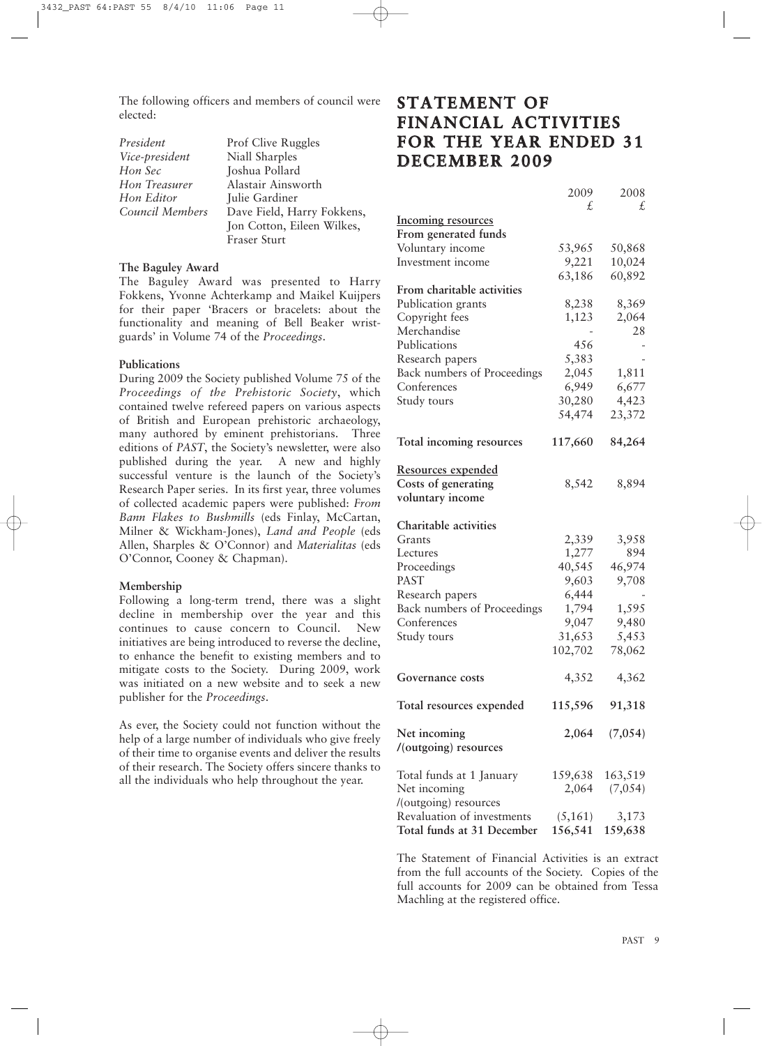The following officers and members of council were elected:

| | |
|---|---|
| *President* | Prof Clive Ruggles |
| *Vice-president* | Niall Sharples |
| *Hon Sec* | Joshua Pollard |
| *Hon Treasurer* | Alastair Ainsworth |
| *Hon Editor* | Julie Gardiner |
| *Council Members* | Dave Field, Harry Fokkens, Jon Cotton, Eileen Wilkes, Fraser Sturt |

**The Baguley Award**

The Baguley Award was presented to Harry Fokkens, Yvonne Achterkamp and Maikel Kuijpers for their paper 'Bracers or bracelets: about the functionality and meaning of Bell Beaker wrist-guards' in Volume 74 of the *Proceedings*.

**Publications**

During 2009 the Society published Volume 75 of the *Proceedings of the Prehistoric Society*, which contained twelve refereed papers on various aspects of British and European prehistoric archaeology, many authored by eminent prehistorians. Three editions of *PAST*, the Society's newsletter, were also published during the year. A new and highly successful venture is the launch of the Society's Research Paper series. In its first year, three volumes of collected academic papers were published: *From Bann Flakes to Bushmills* (eds Finlay, McCartan, Milner & Wickham-Jones), *Land and People* (eds Allen, Sharples & O'Connor) and *Materialitas* (eds O'Connor, Cooney & Chapman).

**Membership**

Following a long-term trend, there was a slight decline in membership over the year and this continues to cause concern to Council. New initiatives are being introduced to reverse the decline, to enhance the benefit to existing members and to mitigate costs to the Society. During 2009, work was initiated on a new website and to seek a new publisher for the *Proceedings*.

As ever, the Society could not function without the help of a large number of individuals who give freely of their time to organise events and deliver the results of their research. The Society offers sincere thanks to all the individuals who help throughout the year.

# STATEMENT OF FINANCIAL ACTIVITIES FOR THE YEAR ENDED 31 DECEMBER 2009

| | 2009 £ | 2008 £ |
|---|---|---|
| <u>Incoming resources</u> | | |
| **From generated funds** | | |
| Voluntary income | 53,965 | 50,868 |
| Investment income | 9,221 | 10,024 |
| | 63,186 | 60,892 |
| **From charitable activities** | | |
| Publication grants | 8,238 | 8,369 |
| Copyright fees | 1,123 | 2,064 |
| Merchandise | - | 28 |
| Publications | 456 | - |
| Research papers | 5,383 | - |
| Back numbers of Proceedings | 2,045 | 1,811 |
| Conferences | 6,949 | 6,677 |
| Study tours | 30,280 | 4,423 |
| | 54,474 | 23,372 |
| **Total incoming resources** | **117,660** | **84,264** |
| <u>Resources expended</u> | | |
| **Costs of generating voluntary income** | 8,542 | 8,894 |
| **Charitable activities** | | |
| Grants | 2,339 | 3,958 |
| Lectures | 1,277 | 894 |
| Proceedings | 40,545 | 46,974 |
| PAST | 9,603 | 9,708 |
| Research papers | 6,444 | - |
| Back numbers of Proceedings | 1,794 | 1,595 |
| Conferences | 9,047 | 9,480 |
| Study tours | 31,653 | 5,453 |
| | 102,702 | 78,062 |
| **Governance costs** | 4,352 | 4,362 |
| **Total resources expended** | **115,596** | **91,318** |
| **Net incoming /(outgoing) resources** | **2,064** | **(7,054)** |
| Total funds at 1 January | 159,638 | 163,519 |
| Net incoming /(outgoing) resources | 2,064 | (7,054) |
| Revaluation of investments | (5,161) | 3,173 |
| **Total funds at 31 December** | **156,541** | **159,638** |

The Statement of Financial Activities is an extract from the full accounts of the Society. Copies of the full accounts for 2009 can be obtained from Tessa Machling at the registered office.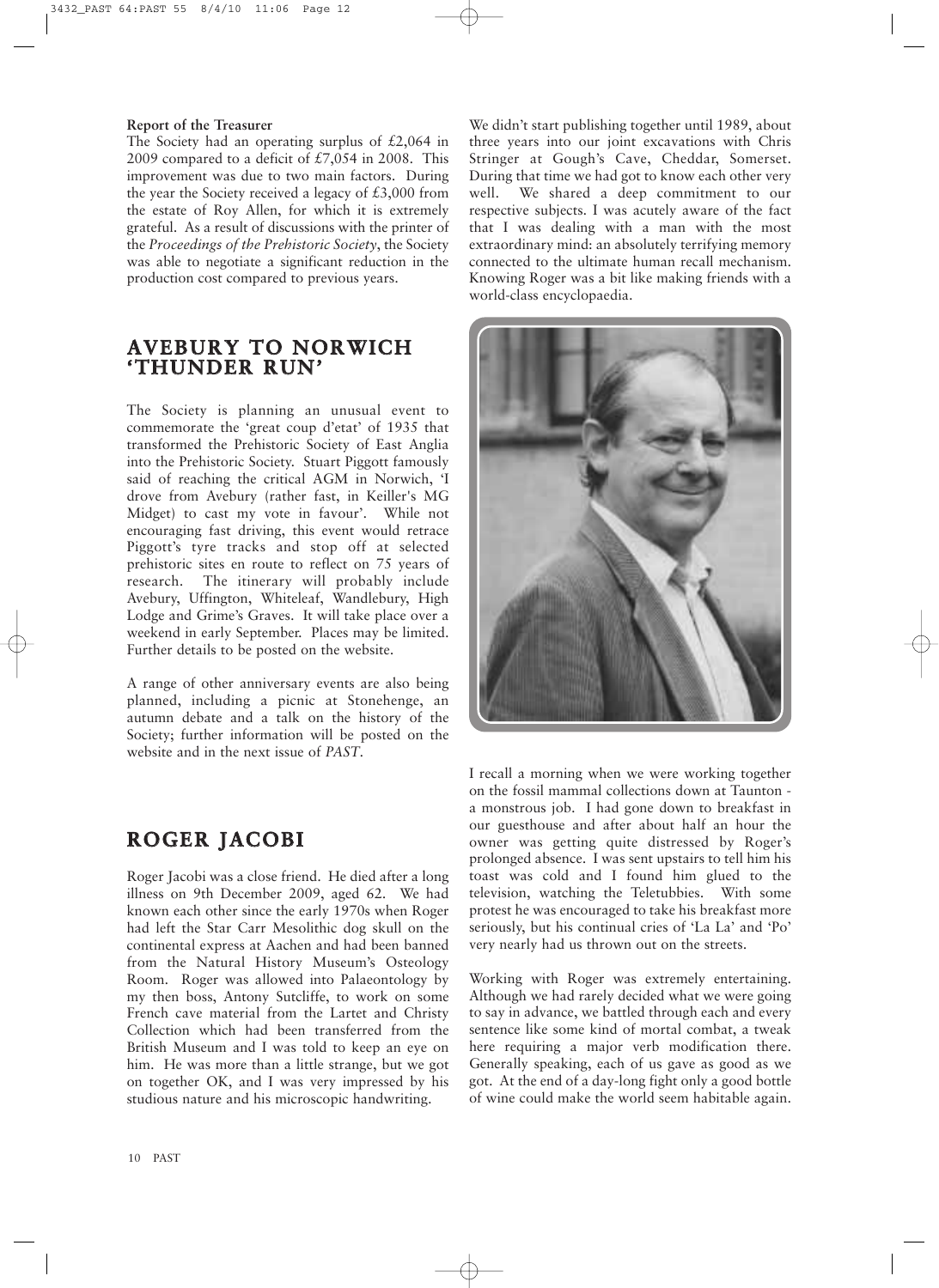**Report of the Treasurer**

The Society had an operating surplus of £2,064 in 2009 compared to a deficit of £7,054 in 2008. This improvement was due to two main factors. During the year the Society received a legacy of £3,000 from the estate of Roy Allen, for which it is extremely grateful. As a result of discussions with the printer of the *Proceedings of the Prehistoric Society*, the Society was able to negotiate a significant reduction in the production cost compared to previous years.

## AVEBURY TO NORWICH 'THUNDER RUN'

The Society is planning an unusual event to commemorate the 'great coup d'etat' of 1935 that transformed the Prehistoric Society of East Anglia into the Prehistoric Society. Stuart Piggott famously said of reaching the critical AGM in Norwich, 'I drove from Avebury (rather fast, in Keiller's MG Midget) to cast my vote in favour'. While not encouraging fast driving, this event would retrace Piggott's tyre tracks and stop off at selected prehistoric sites en route to reflect on 75 years of research. The itinerary will probably include Avebury, Uffington, Whiteleaf, Wandlebury, High Lodge and Grime's Graves. It will take place over a weekend in early September. Places may be limited. Further details to be posted on the website.

A range of other anniversary events are also being planned, including a picnic at Stonehenge, an autumn debate and a talk on the history of the Society; further information will be posted on the website and in the next issue of *PAST*.

## ROGER JACOBI

Roger Jacobi was a close friend. He died after a long illness on 9th December 2009, aged 62. We had known each other since the early 1970s when Roger had left the Star Carr Mesolithic dog skull on the continental express at Aachen and had been banned from the Natural History Museum's Osteology Room. Roger was allowed into Palaeontology by my then boss, Antony Sutcliffe, to work on some French cave material from the Lartet and Christy Collection which had been transferred from the British Museum and I was told to keep an eye on him. He was more than a little strange, but we got on together OK, and I was very impressed by his studious nature and his microscopic handwriting.

We didn't start publishing together until 1989, about three years into our joint excavations with Chris Stringer at Gough's Cave, Cheddar, Somerset. During that time we had got to know each other very well. We shared a deep commitment to our respective subjects. I was acutely aware of the fact that I was dealing with a man with the most extraordinary mind: an absolutely terrifying memory connected to the ultimate human recall mechanism. Knowing Roger was a bit like making friends with a world-class encyclopaedia.

I recall a morning when we were working together on the fossil mammal collections down at Taunton - a monstrous job. I had gone down to breakfast in our guesthouse and after about half an hour the owner was getting quite distressed by Roger's prolonged absence. I was sent upstairs to tell him his toast was cold and I found him glued to the television, watching the Teletubbies. With some protest he was encouraged to take his breakfast more seriously, but his continual cries of 'La La' and 'Po' very nearly had us thrown out on the streets.

Working with Roger was extremely entertaining. Although we had rarely decided what we were going to say in advance, we battled through each and every sentence like some kind of mortal combat, a tweak here requiring a major verb modification there. Generally speaking, each of us gave as good as we got. At the end of a day-long fight only a good bottle of wine could make the world seem habitable again.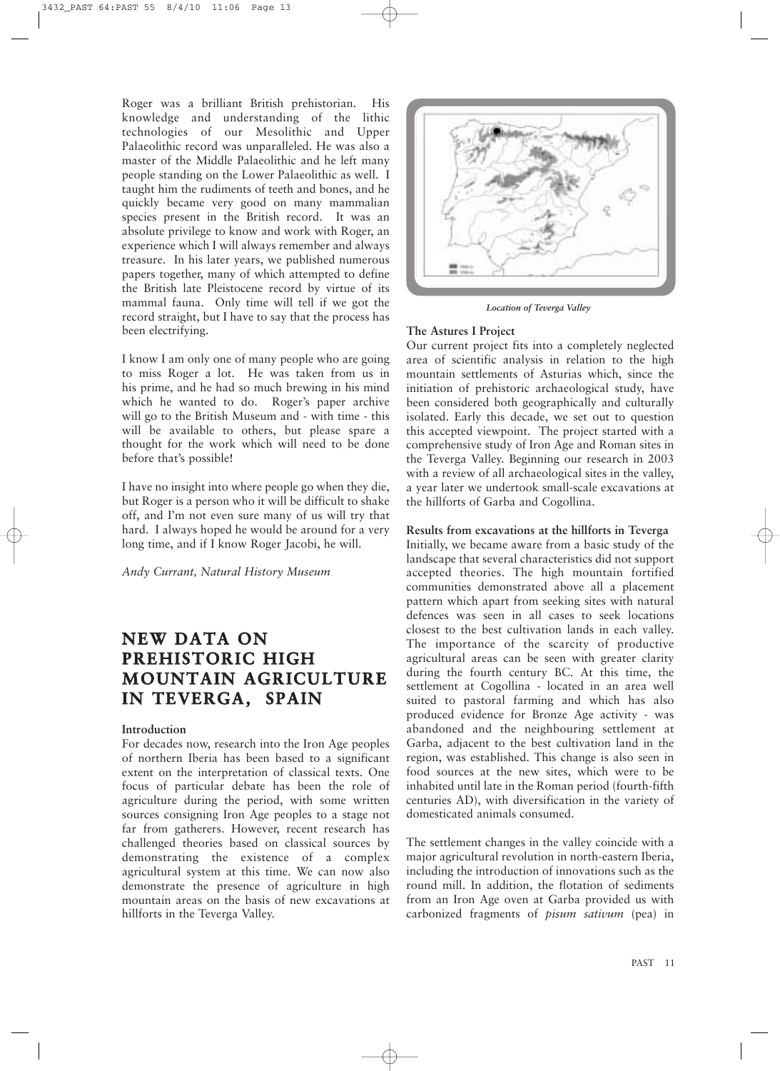Roger was a brilliant British prehistorian. His knowledge and understanding of the lithic technologies of our Mesolithic and Upper Palaeolithic record was unparalleled. He was also a master of the Middle Palaeolithic and he left many people standing on the Lower Palaeolithic as well. I taught him the rudiments of teeth and bones, and he quickly became very good on many mammalian species present in the British record. It was an absolute privilege to know and work with Roger, an experience which I will always remember and always treasure. In his later years, we published numerous papers together, many of which attempted to define the British late Pleistocene record by virtue of its mammal fauna. Only time will tell if we got the record straight, but I have to say that the process has been electrifying.

I know I am only one of many people who are going to miss Roger a lot. He was taken from us in his prime, and he had so much brewing in his mind which he wanted to do. Roger's paper archive will go to the British Museum and - with time - this will be available to others, but please spare a thought for the work which will need to be done before that's possible!

I have no insight into where people go when they die, but Roger is a person who it will be difficult to shake off, and I'm not even sure many of us will try that hard. I always hoped he would be around for a very long time, and if I know Roger Jacobi, he will.

*Andy Currant, Natural History Museum*

# NEW DATA ON PREHISTORIC HIGH MOUNTAIN AGRICULTURE IN TEVERGA, SPAIN

**Introduction**

For decades now, research into the Iron Age peoples of northern Iberia has been based to a significant extent on the interpretation of classical texts. One focus of particular debate has been the role of agriculture during the period, with some written sources consigning Iron Age peoples to a stage not far from gatherers. However, recent research has challenged theories based on classical sources by demonstrating the existence of a complex agricultural system at this time. We can now also demonstrate the presence of agriculture in high mountain areas on the basis of new excavations at hillforts in the Teverga Valley.

*Location of Teverga Valley*

**The Astures I Project**

Our current project fits into a completely neglected area of scientific analysis in relation to the high mountain settlements of Asturias which, since the initiation of prehistoric archaeological study, have been considered both geographically and culturally isolated. Early this decade, we set out to question this accepted viewpoint. The project started with a comprehensive study of Iron Age and Roman sites in the Teverga Valley. Beginning our research in 2003 with a review of all archaeological sites in the valley, a year later we undertook small-scale excavations at the hillforts of Garba and Cogollina.

**Results from excavations at the hillforts in Teverga**

Initially, we became aware from a basic study of the landscape that several characteristics did not support accepted theories. The high mountain fortified communities demonstrated above all a placement pattern which apart from seeking sites with natural defences was seen in all cases to seek locations closest to the best cultivation lands in each valley. The importance of the scarcity of productive agricultural areas can be seen with greater clarity during the fourth century BC. At this time, the settlement at Cogollina - located in an area well suited to pastoral farming and which has also produced evidence for Bronze Age activity - was abandoned and the neighbouring settlement at Garba, adjacent to the best cultivation land in the region, was established. This change is also seen in food sources at the new sites, which were to be inhabited until late in the Roman period (fourth-fifth centuries AD), with diversification in the variety of domesticated animals consumed.

The settlement changes in the valley coincide with a major agricultural revolution in north-eastern Iberia, including the introduction of innovations such as the round mill. In addition, the flotation of sediments from an Iron Age oven at Garba provided us with carbonized fragments of *pisum sativum* (pea) in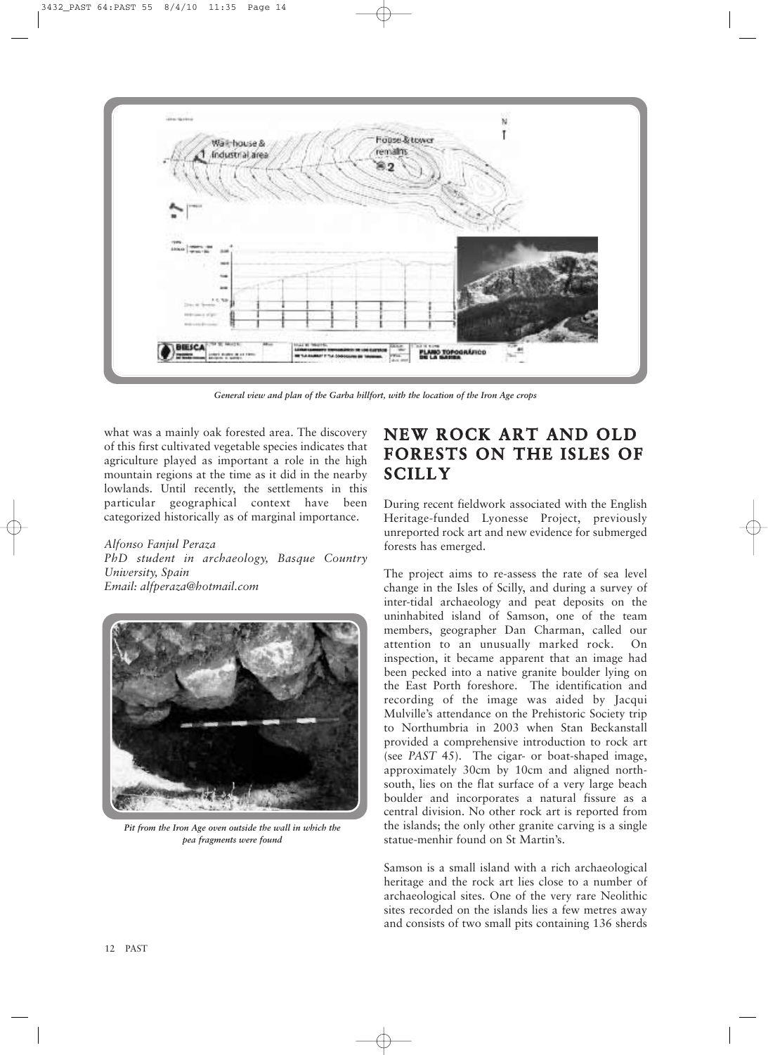General view and plan of the Garba hillfort, with the location of the Iron Age crops

what was a mainly oak forested area. The discovery of this first cultivated vegetable species indicates that agriculture played as important a role in the high mountain regions at the time as it did in the nearby lowlands. Until recently, the settlements in this particular geographical context have been categorized historically as of marginal importance.

*Alfonso Fanjul Peraza*
*PhD student in archaeology, Basque Country University, Spain*
*Email: alfperaza@hotmail.com*

*Pit from the Iron Age oven outside the wall in which the pea fragments were found*

## NEW ROCK ART AND OLD FORESTS ON THE ISLES OF SCILLY

During recent fieldwork associated with the English Heritage-funded Lyonesse Project, previously unreported rock art and new evidence for submerged forests has emerged.

The project aims to re-assess the rate of sea level change in the Isles of Scilly, and during a survey of inter-tidal archaeology and peat deposits on the uninhabited island of Samson, one of the team members, geographer Dan Charman, called our attention to an unusually marked rock. On inspection, it became apparent that an image had been pecked into a native granite boulder lying on the East Porth foreshore. The identification and recording of the image was aided by Jacqui Mulville's attendance on the Prehistoric Society trip to Northumbria in 2003 when Stan Beckanstall provided a comprehensive introduction to rock art (see *PAST* 45). The cigar- or boat-shaped image, approximately 30cm by 10cm and aligned north-south, lies on the flat surface of a very large beach boulder and incorporates a natural fissure as a central division. No other rock art is reported from the islands; the only other granite carving is a single statue-menhir found on St Martin's.

Samson is a small island with a rich archaeological heritage and the rock art lies close to a number of archaeological sites. One of the very rare Neolithic sites recorded on the islands lies a few metres away and consists of two small pits containing 136 sherds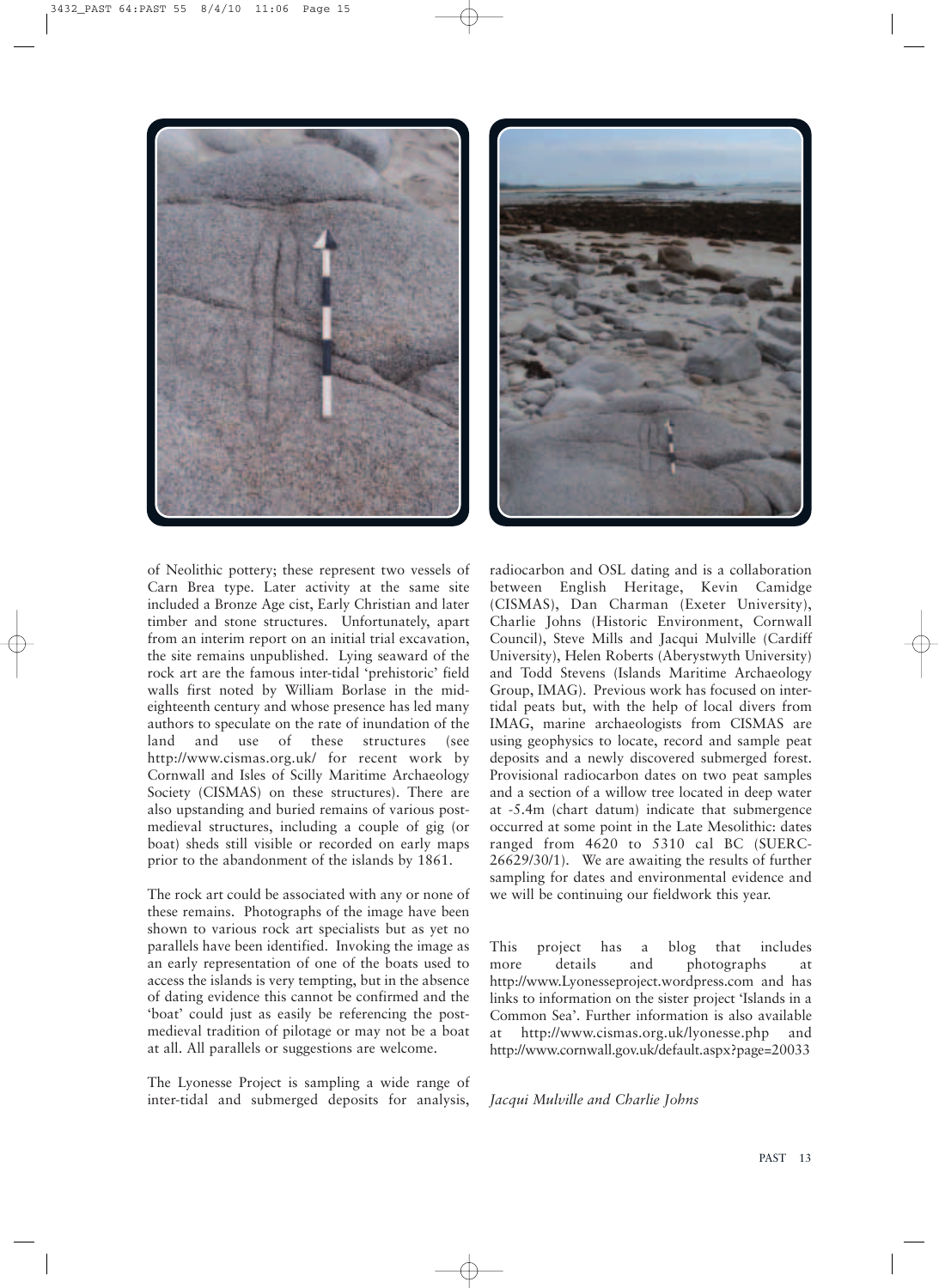of Neolithic pottery; these represent two vessels of Carn Brea type. Later activity at the same site included a Bronze Age cist, Early Christian and later timber and stone structures. Unfortunately, apart from an interim report on an initial trial excavation, the site remains unpublished. Lying seaward of the rock art are the famous inter-tidal 'prehistoric' field walls first noted by William Borlase in the mid-eighteenth century and whose presence has led many authors to speculate on the rate of inundation of the land and use of these structures (see http://www.cismas.org.uk/ for recent work by Cornwall and Isles of Scilly Maritime Archaeology Society (CISMAS) on these structures). There are also upstanding and buried remains of various post-medieval structures, including a couple of gig (or boat) sheds still visible or recorded on early maps prior to the abandonment of the islands by 1861.

The rock art could be associated with any or none of these remains. Photographs of the image have been shown to various rock art specialists but as yet no parallels have been identified. Invoking the image as an early representation of one of the boats used to access the islands is very tempting, but in the absence of dating evidence this cannot be confirmed and the 'boat' could just as easily be referencing the post-medieval tradition of pilotage or may not be a boat at all. All parallels or suggestions are welcome.

The Lyonesse Project is sampling a wide range of inter-tidal and submerged deposits for analysis, radiocarbon and OSL dating and is a collaboration between English Heritage, Kevin Camidge (CISMAS), Dan Charman (Exeter University), Charlie Johns (Historic Environment, Cornwall Council), Steve Mills and Jacqui Mulville (Cardiff University), Helen Roberts (Aberystwyth University) and Todd Stevens (Islands Maritime Archaeology Group, IMAG). Previous work has focused on inter-tidal peats but, with the help of local divers from IMAG, marine archaeologists from CISMAS are using geophysics to locate, record and sample peat deposits and a newly discovered submerged forest. Provisional radiocarbon dates on two peat samples and a section of a willow tree located in deep water at -5.4m (chart datum) indicate that submergence occurred at some point in the Late Mesolithic: dates ranged from 4620 to 5310 cal BC (SUERC-26629/30/1). We are awaiting the results of further sampling for dates and environmental evidence and we will be continuing our fieldwork this year.

This project has a blog that includes more details and photographs at http://www.Lyonesseproject.wordpress.com and has links to information on the sister project 'Islands in a Common Sea'. Further information is also available at http://www.cismas.org.uk/lyonesse.php and http://www.cornwall.gov.uk/default.aspx?page=20033

*Jacqui Mulville and Charlie Johns*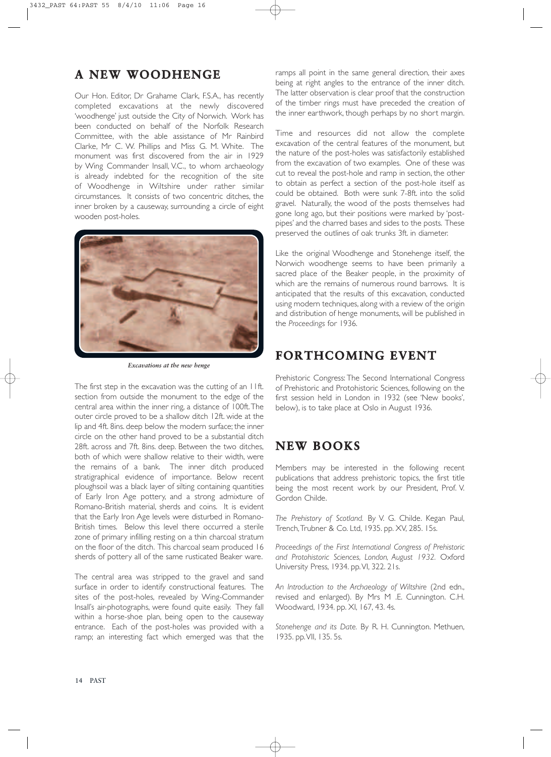## A NEW WOODHENGE

Our Hon. Editor, Dr Grahame Clark, F.S.A., has recently completed excavations at the newly discovered 'woodhenge' just outside the City of Norwich. Work has been conducted on behalf of the Norfolk Research Committee, with the able assistance of Mr Rainbird Clarke, Mr C. W. Phillips and Miss G. M. White. The monument was first discovered from the air in 1929 by Wing Commander Insall, V.C., to whom archaeology is already indebted for the recognition of the site of Woodhenge in Wiltshire under rather similar circumstances. It consists of two concentric ditches, the inner broken by a causeway, surrounding a circle of eight wooden post-holes.

*Excavations at the new henge*

The first step in the excavation was the cutting of an 11ft. section from outside the monument to the edge of the central area within the inner ring, a distance of 100ft. The outer circle proved to be a shallow ditch 12ft. wide at the lip and 4ft. 8ins. deep below the modern surface; the inner circle on the other hand proved to be a substantial ditch 28ft. across and 7ft. 8ins. deep. Between the two ditches, both of which were shallow relative to their width, were the remains of a bank. The inner ditch produced stratigraphical evidence of importance. Below recent ploughsoil was a black layer of silting containing quantities of Early Iron Age pottery, and a strong admixture of Romano-British material, sherds and coins. It is evident that the Early Iron Age levels were disturbed in Romano-British times. Below this level there occurred a sterile zone of primary infilling resting on a thin charcoal stratum on the floor of the ditch. This charcoal seam produced 16 sherds of pottery all of the same rusticated Beaker ware.

The central area was stripped to the gravel and sand surface in order to identify constructional features. The sites of the post-holes, revealed by Wing-Commander Insall's air-photographs, were found quite easily. They fall within a horse-shoe plan, being open to the causeway entrance. Each of the post-holes was provided with a ramp; an interesting fact which emerged was that the ramps all point in the same general direction, their axes being at right angles to the entrance of the inner ditch. The latter observation is clear proof that the construction of the timber rings must have preceded the creation of the inner earthwork, though perhaps by no short margin.

Time and resources did not allow the complete excavation of the central features of the monument, but the nature of the post-holes was satisfactorily established from the excavation of two examples. One of these was cut to reveal the post-hole and ramp in section, the other to obtain as perfect a section of the post-hole itself as could be obtained. Both were sunk 7-8ft. into the solid gravel. Naturally, the wood of the posts themselves had gone long ago, but their positions were marked by 'post-pipes' and the charred bases and sides to the posts. These preserved the outlines of oak trunks 3ft. in diameter.

Like the original Woodhenge and Stonehenge itself, the Norwich woodhenge seems to have been primarily a sacred place of the Beaker people, in the proximity of which are the remains of numerous round barrows. It is anticipated that the results of this excavation, conducted using modern techniques, along with a review of the origin and distribution of henge monuments, will be published in the *Proceedings* for 1936.

## FORTHCOMING EVENT

Prehistoric Congress: The Second International Congress of Prehistoric and Protohistoric Sciences, following on the first session held in London in 1932 (see 'New books', below), is to take place at Oslo in August 1936.

## NEW BOOKS

Members may be interested in the following recent publications that address prehistoric topics, the first title being the most recent work by our President, Prof. V. Gordon Childe.

*The Prehistory of Scotland.* By V. G. Childe. Kegan Paul, Trench, Trubner & Co. Ltd, 1935. pp. XV, 285. 15s.

*Proceedings of the First International Congress of Prehistoric and Protohistoric Sciences, London, August 1932.* Oxford University Press, 1934. pp. VI, 322. 21s.

*An Introduction to the Archaeology of Wiltshire* (2nd edn., revised and enlarged). By Mrs M .E. Cunnington. C.H. Woodward, 1934. pp. XI, 167, 43. 4s.

*Stonehenge and its Date.* By R. H. Cunnington. Methuen, 1935. pp. VII, 135. 5s.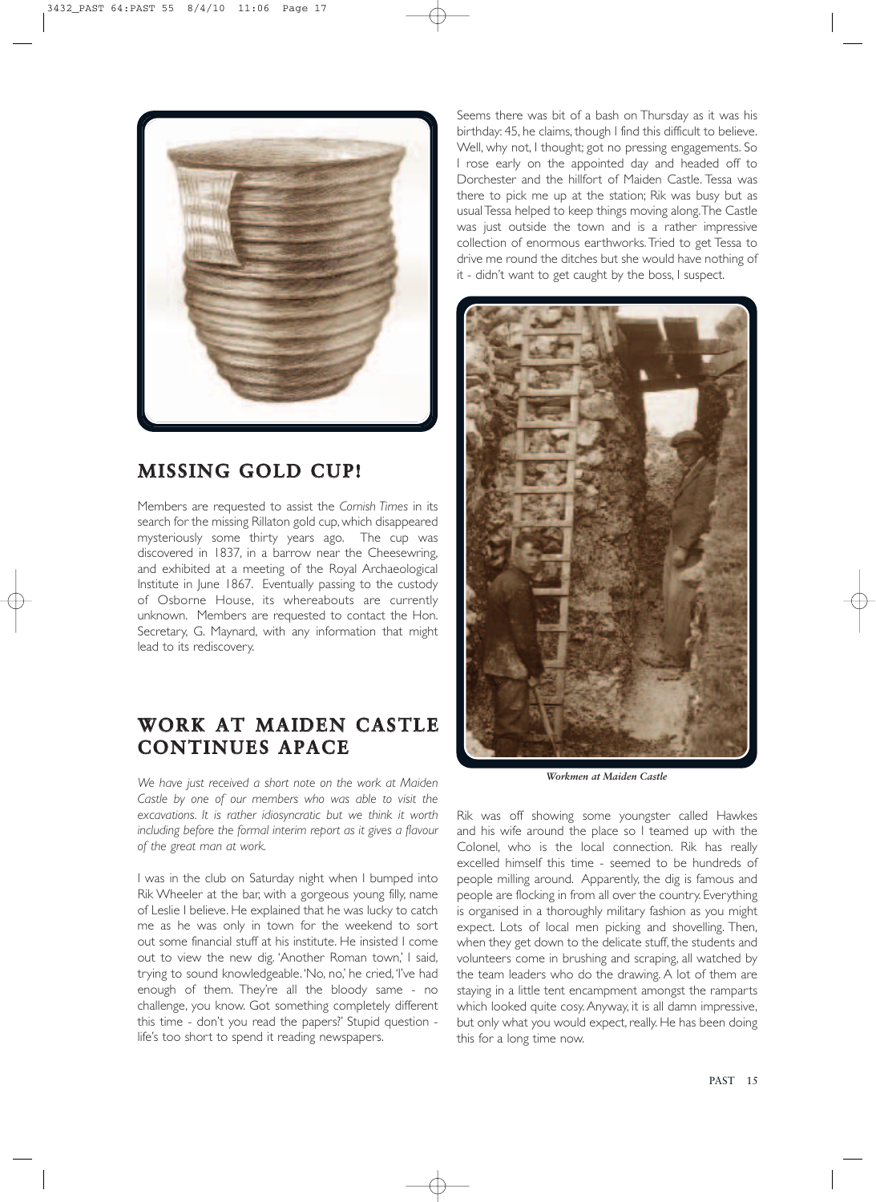## MISSING GOLD CUP!

Members are requested to assist the *Cornish Times* in its search for the missing Rillaton gold cup, which disappeared mysteriously some thirty years ago. The cup was discovered in 1837, in a barrow near the Cheesewring, and exhibited at a meeting of the Royal Archaeological Institute in June 1867. Eventually passing to the custody of Osborne House, its whereabouts are currently unknown. Members are requested to contact the Hon. Secretary, G. Maynard, with any information that might lead to its rediscovery.

## WORK AT MAIDEN CASTLE CONTINUES APACE

*We have just received a short note on the work at Maiden Castle by one of our members who was able to visit the excavations. It is rather idiosyncratic but we think it worth including before the formal interim report as it gives a flavour of the great man at work.*

I was in the club on Saturday night when I bumped into Rik Wheeler at the bar, with a gorgeous young filly, name of Leslie I believe. He explained that he was lucky to catch me as he was only in town for the weekend to sort out some financial stuff at his institute. He insisted I come out to view the new dig. 'Another Roman town,' I said, trying to sound knowledgeable. 'No, no,' he cried, 'I've had enough of them. They're all the bloody same - no challenge, you know. Got something completely different this time - don't you read the papers?' Stupid question - life's too short to spend it reading newspapers.

Seems there was bit of a bash on Thursday as it was his birthday: 45, he claims, though I find this difficult to believe. Well, why not, I thought; got no pressing engagements. So I rose early on the appointed day and headed off to Dorchester and the hillfort of Maiden Castle. Tessa was there to pick me up at the station; Rik was busy but as usual Tessa helped to keep things moving along. The Castle was just outside the town and is a rather impressive collection of enormous earthworks. Tried to get Tessa to drive me round the ditches but she would have nothing of it - didn't want to get caught by the boss, I suspect.

*Workmen at Maiden Castle*

Rik was off showing some youngster called Hawkes and his wife around the place so I teamed up with the Colonel, who is the local connection. Rik has really excelled himself this time - seemed to be hundreds of people milling around. Apparently, the dig is famous and people are flocking in from all over the country. Everything is organised in a thoroughly military fashion as you might expect. Lots of local men picking and shovelling. Then, when they get down to the delicate stuff, the students and volunteers come in brushing and scraping, all watched by the team leaders who do the drawing. A lot of them are staying in a little tent encampment amongst the ramparts which looked quite cosy. Anyway, it is all damn impressive, but only what you would expect, really. He has been doing this for a long time now.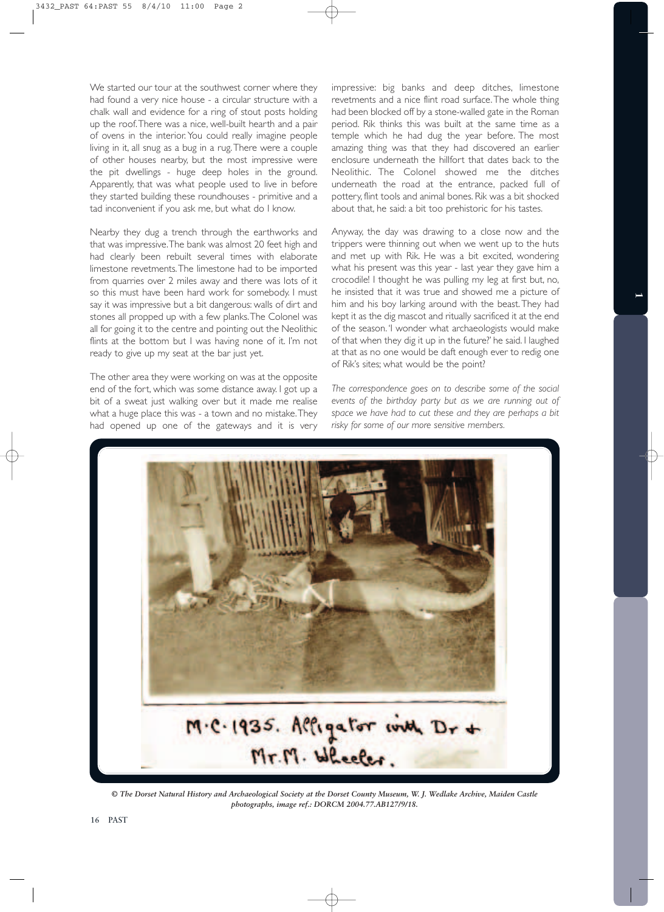We started our tour at the southwest corner where they had found a very nice house - a circular structure with a chalk wall and evidence for a ring of stout posts holding up the roof. There was a nice, well-built hearth and a pair of ovens in the interior. You could really imagine people living in it, all snug as a bug in a rug. There were a couple of other houses nearby, but the most impressive were the pit dwellings - huge deep holes in the ground. Apparently, that was what people used to live in before they started building these roundhouses - primitive and a tad inconvenient if you ask me, but what do I know.

Nearby they dug a trench through the earthworks and that was impressive. The bank was almost 20 feet high and had clearly been rebuilt several times with elaborate limestone revetments. The limestone had to be imported from quarries over 2 miles away and there was lots of it so this must have been hard work for somebody. I must say it was impressive but a bit dangerous: walls of dirt and stones all propped up with a few planks. The Colonel was all for going it to the centre and pointing out the Neolithic flints at the bottom but I was having none of it. I'm not ready to give up my seat at the bar just yet.

The other area they were working on was at the opposite end of the fort, which was some distance away. I got up a bit of a sweat just walking over but it made me realise what a huge place this was - a town and no mistake. They had opened up one of the gateways and it is very impressive: big banks and deep ditches, limestone revetments and a nice flint road surface. The whole thing had been blocked off by a stone-walled gate in the Roman period. Rik thinks this was built at the same time as a temple which he had dug the year before. The most amazing thing was that they had discovered an earlier enclosure underneath the hillfort that dates back to the Neolithic. The Colonel showed me the ditches underneath the road at the entrance, packed full of pottery, flint tools and animal bones. Rik was a bit shocked about that, he said: a bit too prehistoric for his tastes.

Anyway, the day was drawing to a close now and the trippers were thinning out when we went up to the huts and met up with Rik. He was a bit excited, wondering what his present was this year - last year they gave him a crocodile! I thought he was pulling my leg at first but, no, he insisted that it was true and showed me a picture of him and his boy larking around with the beast. They had kept it as the dig mascot and ritually sacrificed it at the end of the season. 'I wonder what archaeologists would make of that when they dig it up in the future?' he said. I laughed at that as no one would be daft enough ever to redig one of Rik's sites; what would be the point?

*The correspondence goes on to describe some of the social events of the birthday party but as we are running out of space we have had to cut these and they are perhaps a bit risky for some of our more sensitive members.*

M.C. 1935. Alligator with Dr + Mr. M. Wheeler.

***© The Dorset Natural History and Archaeological Society at the Dorset County Museum, W. J. Wedlake Archive, Maiden Castle photographs, image ref.: DORCM 2004.77.AB127/9/18.***